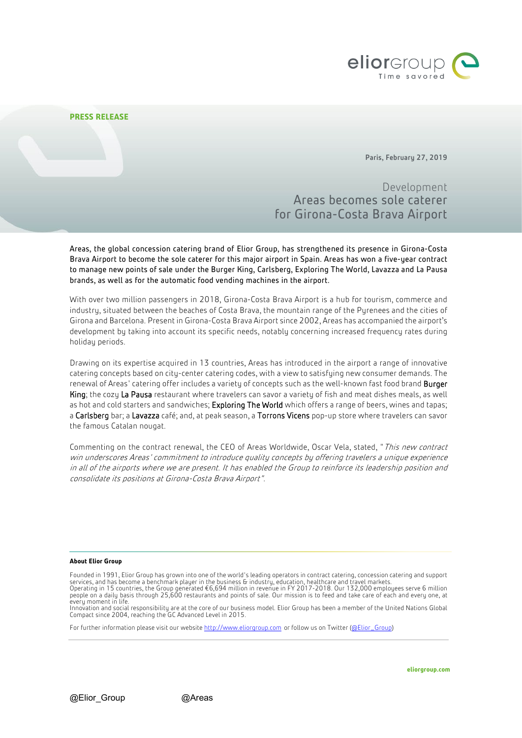**PRESS RELEASE**

Paris, February 27, 2019

# Development
# Areas becomes sole caterer for Girona-Costa Brava Airport

Areas, the global concession catering brand of Elior Group, has strengthened its presence in Girona-Costa Brava Airport to become the sole caterer for this major airport in Spain. Areas has won a five-year contract to manage new points of sale under the Burger King, Carlsberg, Exploring The World, Lavazza and La Pausa brands, as well as for the automatic food vending machines in the airport.

With over two million passengers in 2018, Girona-Costa Brava Airport is a hub for tourism, commerce and industry, situated between the beaches of Costa Brava, the mountain range of the Pyrenees and the cities of Girona and Barcelona. Present in Girona-Costa Brava Airport since 2002, Areas has accompanied the airport's development by taking into account its specific needs, notably concerning increased frequency rates during holiday periods.

Drawing on its expertise acquired in 13 countries, Areas has introduced in the airport a range of innovative catering concepts based on city-center catering codes, with a view to satisfying new consumer demands. The renewal of Areas' catering offer includes a variety of concepts such as the well-known fast food brand Burger King; the cozy La Pausa restaurant where travelers can savor a variety of fish and meat dishes meals, as well as hot and cold starters and sandwiches; Exploring The World which offers a range of beers, wines and tapas; a Carlsberg bar; a Lavazza café; and, at peak season, a Torrons Vicens pop-up store where travelers can savor the famous Catalan nougat.

Commenting on the contract renewal, the CEO of Areas Worldwide, Oscar Vela, stated, "*This new contract win underscores Areas' commitment to introduce quality concepts by offering travelers a unique experience in all of the airports where we are present. It has enabled the Group to reinforce its leadership position and consolidate its positions at Girona-Costa Brava Airport*".

---

**About Elior Group**

Founded in 1991, Elior Group has grown into one of the world's leading operators in contract catering, concession catering and support services, and has become a benchmark player in the business & industry, education, healthcare and travel markets.
Operating in 15 countries, the Group generated €6,694 million in revenue in FY 2017-2018. Our 132,000 employees serve 6 million people on a daily basis through 25,600 restaurants and points of sale. Our mission is to feed and take care of each and every one, at every moment in life.
Innovation and social responsibility are at the core of our business model. Elior Group has been a member of the United Nations Global Compact since 2004, reaching the GC Advanced Level in 2015.

For further information please visit our website http://www.eliorgroup.com or follow us on Twitter (@Elior_Group)

---

eliorgroup.com

@Elior_Group @Areas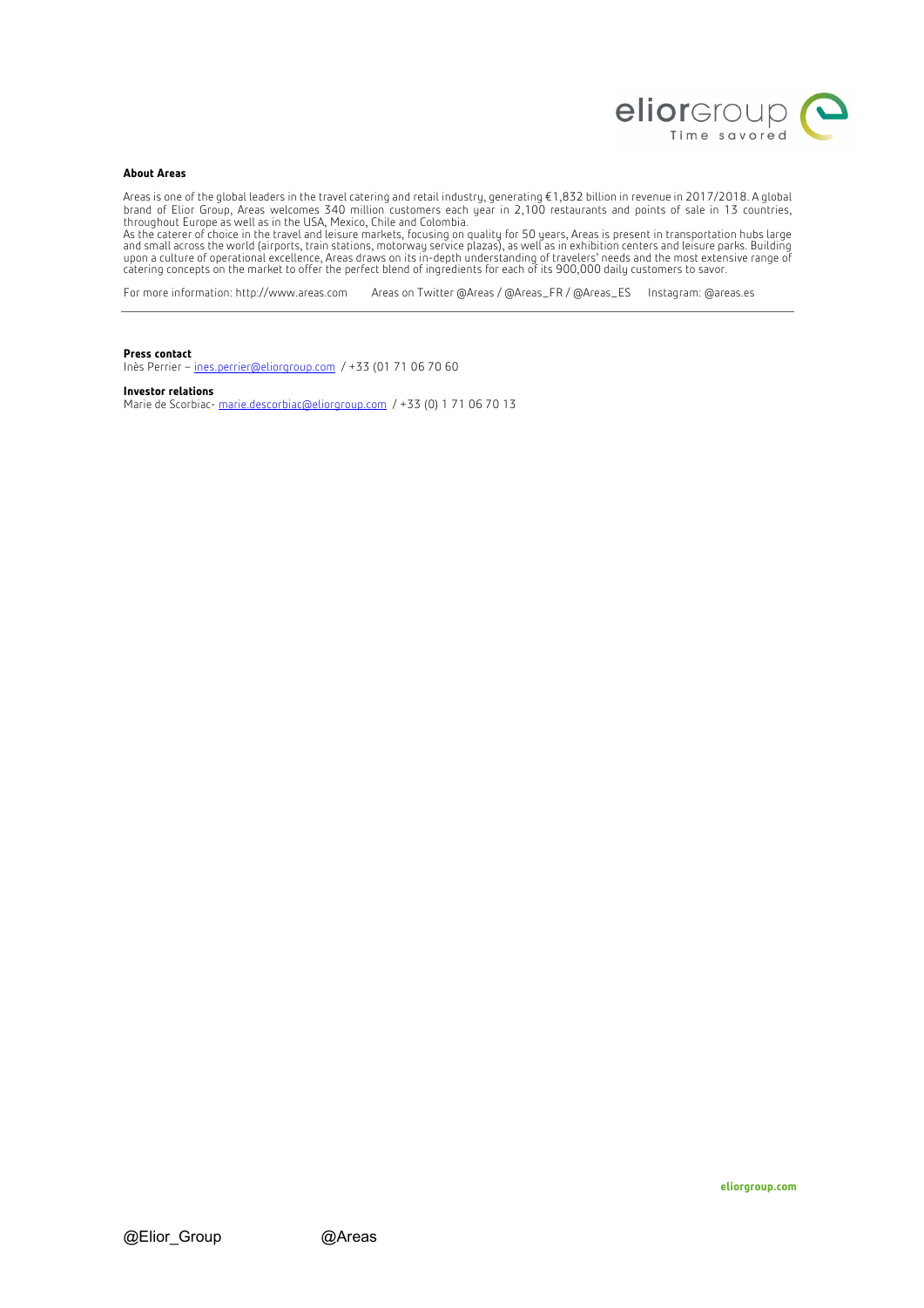**About Areas**

Areas is one of the global leaders in the travel catering and retail industry, generating €1,832 billion in revenue in 2017/2018. A global brand of Elior Group, Areas welcomes 340 million customers each year in 2,100 restaurants and points of sale in 13 countries, throughout Europe as well as in the USA, Mexico, Chile and Colombia.
As the caterer of choice in the travel and leisure markets, focusing on quality for 50 years, Areas is present in transportation hubs large and small across the world (airports, train stations, motorway service plazas), as well as in exhibition centers and leisure parks. Building upon a culture of operational excellence, Areas draws on its in-depth understanding of travelers' needs and the most extensive range of catering concepts on the market to offer the perfect blend of ingredients for each of its 900,000 daily customers to savor.

For more information: http://www.areas.com Areas on Twitter @Areas / @Areas_FR / @Areas_ES Instagram: @areas.es

---

**Press contact**
Inès Perrier – ines.perrier@eliorgroup.com / +33 (01 71 06 70 60

**Investor relations**
Marie de Scorbiac- marie.descorbiac@eliorgroup.com / +33 (0) 1 71 06 70 13

eliorgroup.com

@Elior_Group @Areas